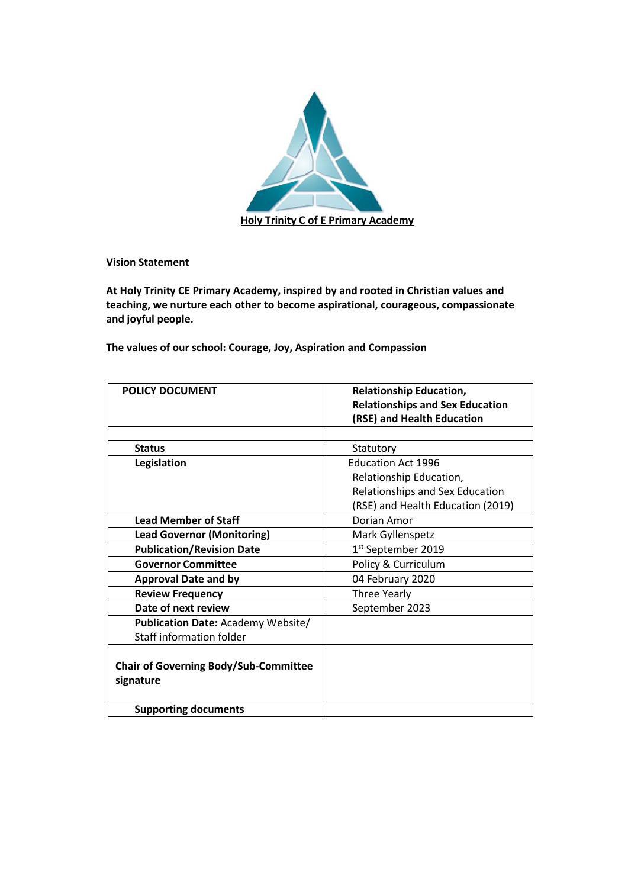**Holy Trinity C of E Primary Academy**

**Vision Statement**

**At Holy Trinity CE Primary Academy, inspired by and rooted in Christian values and teaching, we nurture each other to become aspirational, courageous, compassionate and joyful people.**

**The values of our school: Courage, Joy, Aspiration and Compassion**

| **POLICY DOCUMENT** | **Relationship Education, Relationships and Sex Education (RSE) and Health Education** |
|---|---|
| | |
| **Status** | Statutory |
| **Legislation** | Education Act 1996<br>Relationship Education, Relationships and Sex Education (RSE) and Health Education (2019) |
| **Lead Member of Staff** | Dorian Amor |
| **Lead Governor (Monitoring)** | Mark Gyllenspetz |
| **Publication/Revision Date** | 1st September 2019 |
| **Governor Committee** | Policy & Curriculum |
| **Approval Date and by** | 04 February 2020 |
| **Review Frequency** | Three Yearly |
| **Date of next review** | September 2023 |
| **Publication Date:** Academy Website/ Staff information folder | |
| **Chair of Governing Body/Sub-Committee signature** | |
| **Supporting documents** | |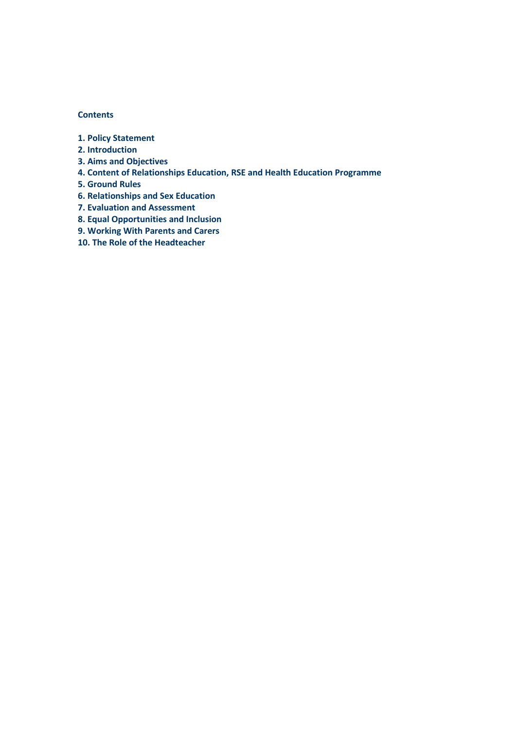**Contents**

1. Policy Statement
2. Introduction
3. Aims and Objectives
4. Content of Relationships Education, RSE and Health Education Programme
5. Ground Rules
6. Relationships and Sex Education
7. Evaluation and Assessment
8. Equal Opportunities and Inclusion
9. Working With Parents and Carers
10. The Role of the Headteacher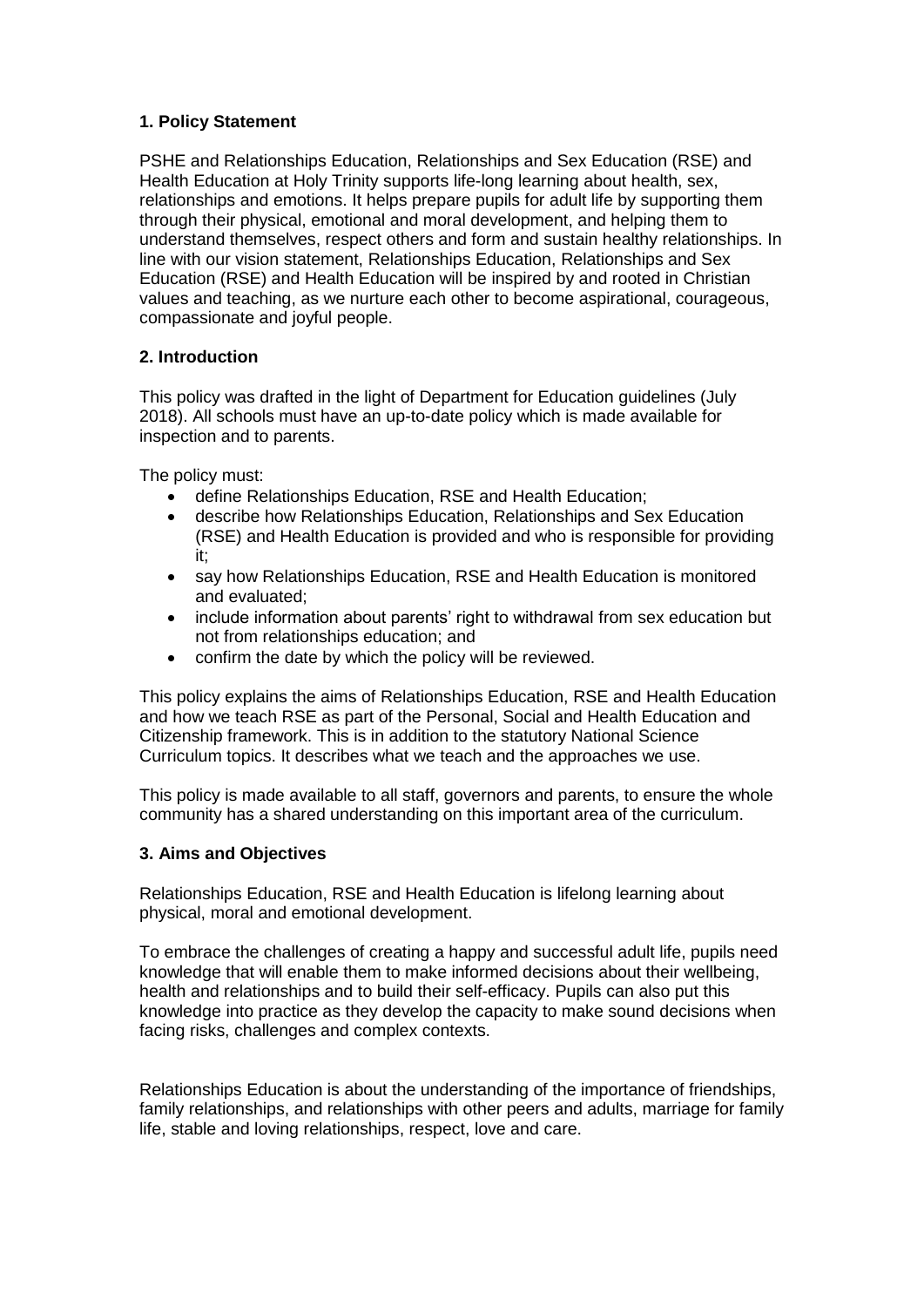**1. Policy Statement**

PSHE and Relationships Education, Relationships and Sex Education (RSE) and Health Education at Holy Trinity supports life-long learning about health, sex, relationships and emotions. It helps prepare pupils for adult life by supporting them through their physical, emotional and moral development, and helping them to understand themselves, respect others and form and sustain healthy relationships. In line with our vision statement, Relationships Education, Relationships and Sex Education (RSE) and Health Education will be inspired by and rooted in Christian values and teaching, as we nurture each other to become aspirational, courageous, compassionate and joyful people.

**2. Introduction**

This policy was drafted in the light of Department for Education guidelines (July 2018). All schools must have an up-to-date policy which is made available for inspection and to parents.

The policy must:

- define Relationships Education, RSE and Health Education;
- describe how Relationships Education, Relationships and Sex Education (RSE) and Health Education is provided and who is responsible for providing it;
- say how Relationships Education, RSE and Health Education is monitored and evaluated;
- include information about parents' right to withdrawal from sex education but not from relationships education; and
- confirm the date by which the policy will be reviewed.

This policy explains the aims of Relationships Education, RSE and Health Education and how we teach RSE as part of the Personal, Social and Health Education and Citizenship framework. This is in addition to the statutory National Science Curriculum topics. It describes what we teach and the approaches we use.

This policy is made available to all staff, governors and parents, to ensure the whole community has a shared understanding on this important area of the curriculum.

**3. Aims and Objectives**

Relationships Education, RSE and Health Education is lifelong learning about physical, moral and emotional development.

To embrace the challenges of creating a happy and successful adult life, pupils need knowledge that will enable them to make informed decisions about their wellbeing, health and relationships and to build their self-efficacy. Pupils can also put this knowledge into practice as they develop the capacity to make sound decisions when facing risks, challenges and complex contexts.

Relationships Education is about the understanding of the importance of friendships, family relationships, and relationships with other peers and adults, marriage for family life, stable and loving relationships, respect, love and care.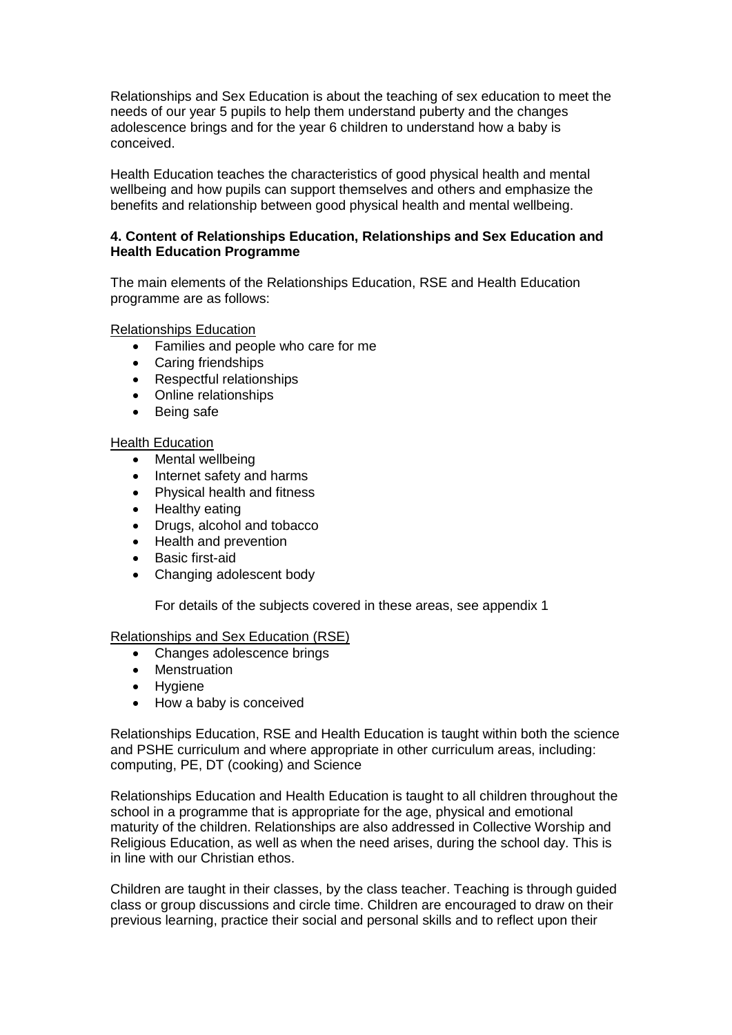Relationships and Sex Education is about the teaching of sex education to meet the needs of our year 5 pupils to help them understand puberty and the changes adolescence brings and for the year 6 children to understand how a baby is conceived.

Health Education teaches the characteristics of good physical health and mental wellbeing and how pupils can support themselves and others and emphasize the benefits and relationship between good physical health and mental wellbeing.

**4. Content of Relationships Education, Relationships and Sex Education and Health Education Programme**

The main elements of the Relationships Education, RSE and Health Education programme are as follows:

<u>Relationships Education</u>

- Families and people who care for me
- Caring friendships
- Respectful relationships
- Online relationships
- Being safe

<u>Health Education</u>

- Mental wellbeing
- Internet safety and harms
- Physical health and fitness
- Healthy eating
- Drugs, alcohol and tobacco
- Health and prevention
- Basic first-aid
- Changing adolescent body

For details of the subjects covered in these areas, see appendix 1

<u>Relationships and Sex Education (RSE)</u>

- Changes adolescence brings
- Menstruation
- Hygiene
- How a baby is conceived

Relationships Education, RSE and Health Education is taught within both the science and PSHE curriculum and where appropriate in other curriculum areas, including: computing, PE, DT (cooking) and Science

Relationships Education and Health Education is taught to all children throughout the school in a programme that is appropriate for the age, physical and emotional maturity of the children. Relationships are also addressed in Collective Worship and Religious Education, as well as when the need arises, during the school day. This is in line with our Christian ethos.

Children are taught in their classes, by the class teacher. Teaching is through guided class or group discussions and circle time. Children are encouraged to draw on their previous learning, practice their social and personal skills and to reflect upon their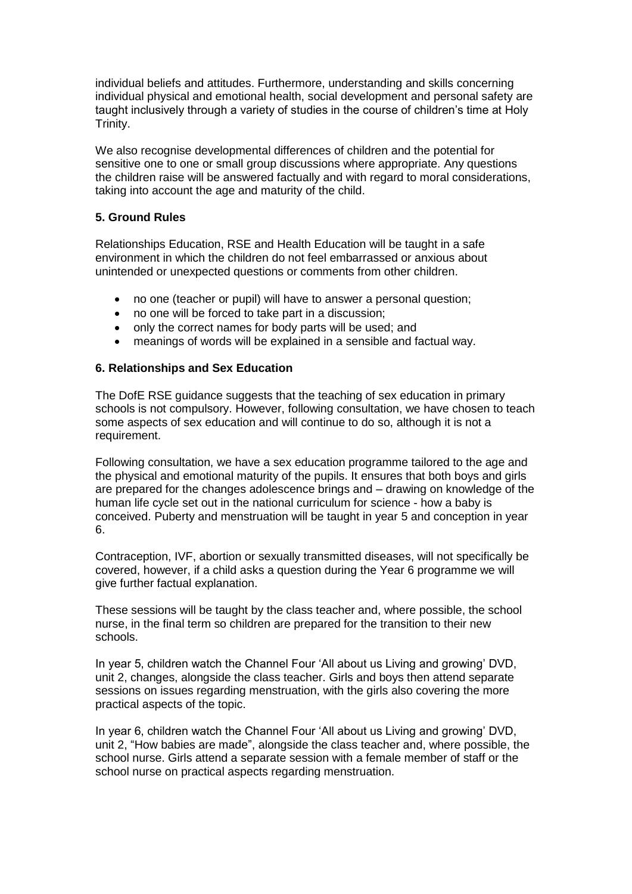individual beliefs and attitudes. Furthermore, understanding and skills concerning individual physical and emotional health, social development and personal safety are taught inclusively through a variety of studies in the course of children's time at Holy Trinity.

We also recognise developmental differences of children and the potential for sensitive one to one or small group discussions where appropriate. Any questions the children raise will be answered factually and with regard to moral considerations, taking into account the age and maturity of the child.

**5. Ground Rules**

Relationships Education, RSE and Health Education will be taught in a safe environment in which the children do not feel embarrassed or anxious about unintended or unexpected questions or comments from other children.

- no one (teacher or pupil) will have to answer a personal question;
- no one will be forced to take part in a discussion;
- only the correct names for body parts will be used; and
- meanings of words will be explained in a sensible and factual way.

**6. Relationships and Sex Education**

The DofE RSE guidance suggests that the teaching of sex education in primary schools is not compulsory. However, following consultation, we have chosen to teach some aspects of sex education and will continue to do so, although it is not a requirement.

Following consultation, we have a sex education programme tailored to the age and the physical and emotional maturity of the pupils. It ensures that both boys and girls are prepared for the changes adolescence brings and – drawing on knowledge of the human life cycle set out in the national curriculum for science - how a baby is conceived. Puberty and menstruation will be taught in year 5 and conception in year 6.

Contraception, IVF, abortion or sexually transmitted diseases, will not specifically be covered, however, if a child asks a question during the Year 6 programme we will give further factual explanation.

These sessions will be taught by the class teacher and, where possible, the school nurse, in the final term so children are prepared for the transition to their new schools.

In year 5, children watch the Channel Four 'All about us Living and growing' DVD, unit 2, changes, alongside the class teacher. Girls and boys then attend separate sessions on issues regarding menstruation, with the girls also covering the more practical aspects of the topic.

In year 6, children watch the Channel Four 'All about us Living and growing' DVD, unit 2, "How babies are made", alongside the class teacher and, where possible, the school nurse. Girls attend a separate session with a female member of staff or the school nurse on practical aspects regarding menstruation.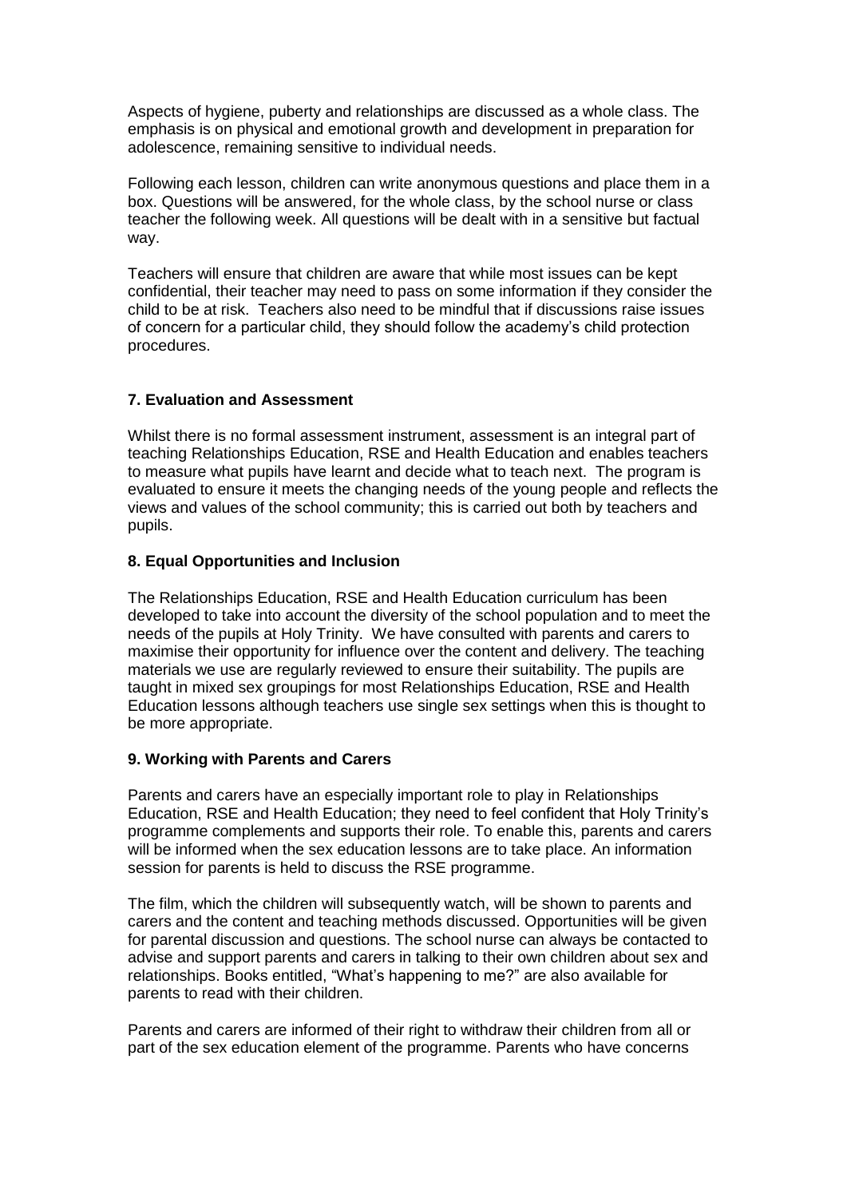Aspects of hygiene, puberty and relationships are discussed as a whole class. The emphasis is on physical and emotional growth and development in preparation for adolescence, remaining sensitive to individual needs.

Following each lesson, children can write anonymous questions and place them in a box. Questions will be answered, for the whole class, by the school nurse or class teacher the following week. All questions will be dealt with in a sensitive but factual way.

Teachers will ensure that children are aware that while most issues can be kept confidential, their teacher may need to pass on some information if they consider the child to be at risk. Teachers also need to be mindful that if discussions raise issues of concern for a particular child, they should follow the academy's child protection procedures.

## 7. Evaluation and Assessment

Whilst there is no formal assessment instrument, assessment is an integral part of teaching Relationships Education, RSE and Health Education and enables teachers to measure what pupils have learnt and decide what to teach next. The program is evaluated to ensure it meets the changing needs of the young people and reflects the views and values of the school community; this is carried out both by teachers and pupils.

## 8. Equal Opportunities and Inclusion

The Relationships Education, RSE and Health Education curriculum has been developed to take into account the diversity of the school population and to meet the needs of the pupils at Holy Trinity. We have consulted with parents and carers to maximise their opportunity for influence over the content and delivery. The teaching materials we use are regularly reviewed to ensure their suitability. The pupils are taught in mixed sex groupings for most Relationships Education, RSE and Health Education lessons although teachers use single sex settings when this is thought to be more appropriate.

## 9. Working with Parents and Carers

Parents and carers have an especially important role to play in Relationships Education, RSE and Health Education; they need to feel confident that Holy Trinity's programme complements and supports their role. To enable this, parents and carers will be informed when the sex education lessons are to take place. An information session for parents is held to discuss the RSE programme.

The film, which the children will subsequently watch, will be shown to parents and carers and the content and teaching methods discussed. Opportunities will be given for parental discussion and questions. The school nurse can always be contacted to advise and support parents and carers in talking to their own children about sex and relationships. Books entitled, "What's happening to me?" are also available for parents to read with their children.

Parents and carers are informed of their right to withdraw their children from all or part of the sex education element of the programme. Parents who have concerns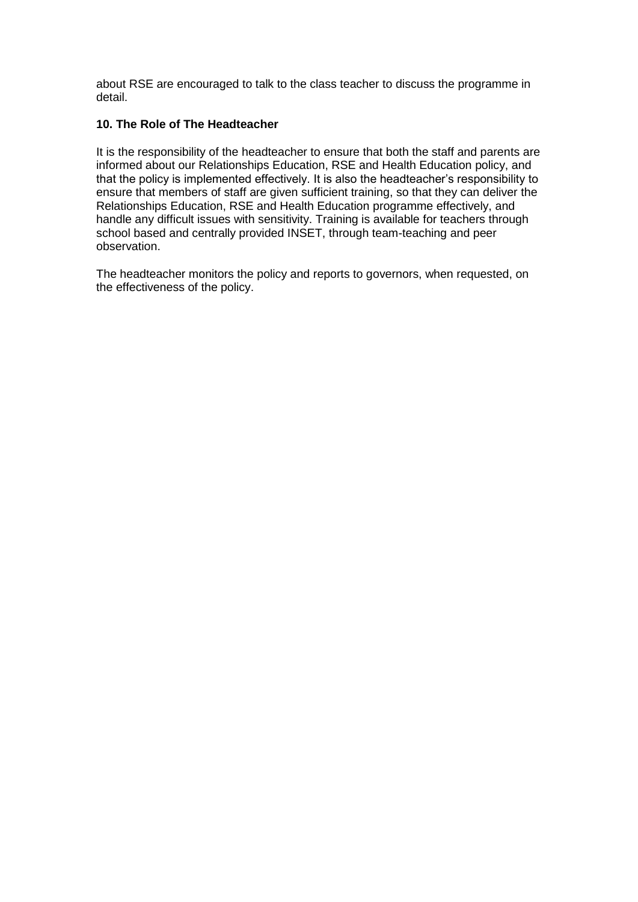about RSE are encouraged to talk to the class teacher to discuss the programme in detail.

### 10. The Role of The Headteacher

It is the responsibility of the headteacher to ensure that both the staff and parents are informed about our Relationships Education, RSE and Health Education policy, and that the policy is implemented effectively. It is also the headteacher's responsibility to ensure that members of staff are given sufficient training, so that they can deliver the Relationships Education, RSE and Health Education programme effectively, and handle any difficult issues with sensitivity. Training is available for teachers through school based and centrally provided INSET, through team-teaching and peer observation.

The headteacher monitors the policy and reports to governors, when requested, on the effectiveness of the policy.